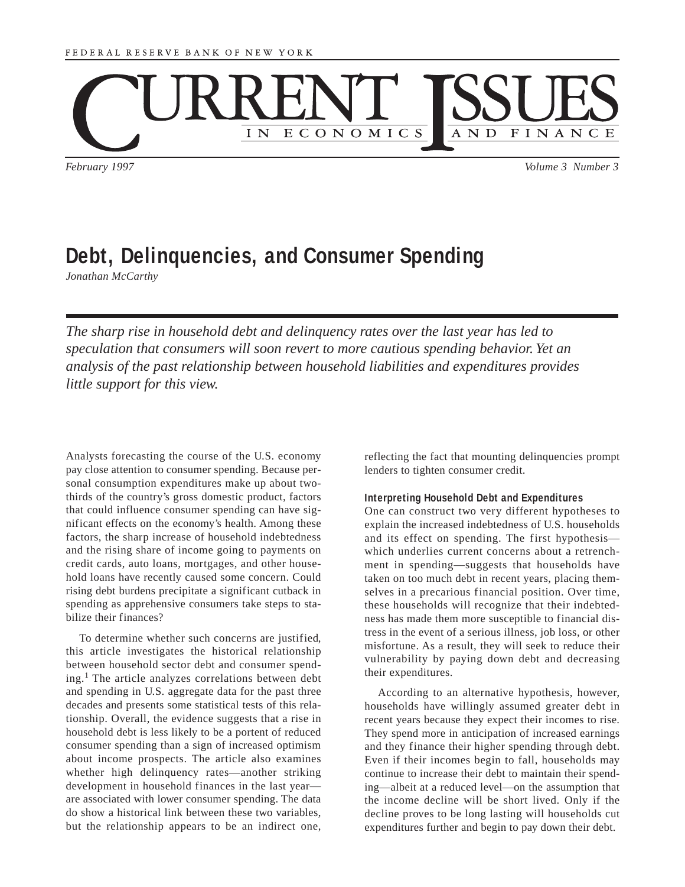FEDERAL RESERVE BANK OF NEW YORK

# Current Issues in Economics and Finance

*February 1997* — *Volume 3 Number 3*

## Debt, Delinquencies, and Consumer Spending

*Jonathan McCarthy*

*The sharp rise in household debt and delinquency rates over the last year has led to speculation that consumers will soon revert to more cautious spending behavior. Yet an analysis of the past relationship between household liabilities and expenditures provides little support for this view.*

Analysts forecasting the course of the U.S. economy pay close attention to consumer spending. Because personal consumption expenditures make up about two-thirds of the country's gross domestic product, factors that could influence consumer spending can have significant effects on the economy's health. Among these factors, the sharp increase of household indebtedness and the rising share of income going to payments on credit cards, auto loans, mortgages, and other household loans have recently caused some concern. Could rising debt burdens precipitate a significant cutback in spending as apprehensive consumers take steps to stabilize their finances?

To determine whether such concerns are justified, this article investigates the historical relationship between household sector debt and consumer spending.[1] The article analyzes correlations between debt and spending in U.S. aggregate data for the past three decades and presents some statistical tests of this relationship. Overall, the evidence suggests that a rise in household debt is less likely to be a portent of reduced consumer spending than a sign of increased optimism about income prospects. The article also examines whether high delinquency rates—another striking development in household finances in the last year—are associated with lower consumer spending. The data do show a historical link between these two variables, but the relationship appears to be an indirect one, reflecting the fact that mounting delinquencies prompt lenders to tighten consumer credit.

### Interpreting Household Debt and Expenditures

One can construct two very different hypotheses to explain the increased indebtedness of U.S. households and its effect on spending. The first hypothesis—which underlies current concerns about a retrenchment in spending—suggests that households have taken on too much debt in recent years, placing themselves in a precarious financial position. Over time, these households will recognize that their indebtedness has made them more susceptible to financial distress in the event of a serious illness, job loss, or other misfortune. As a result, they will seek to reduce their vulnerability by paying down debt and decreasing their expenditures.

According to an alternative hypothesis, however, households have willingly assumed greater debt in recent years because they expect their incomes to rise. They spend more in anticipation of increased earnings and they finance their higher spending through debt. Even if their incomes begin to fall, households may continue to increase their debt to maintain their spending—albeit at a reduced level—on the assumption that the income decline will be short lived. Only if the decline proves to be long lasting will households cut expenditures further and begin to pay down their debt.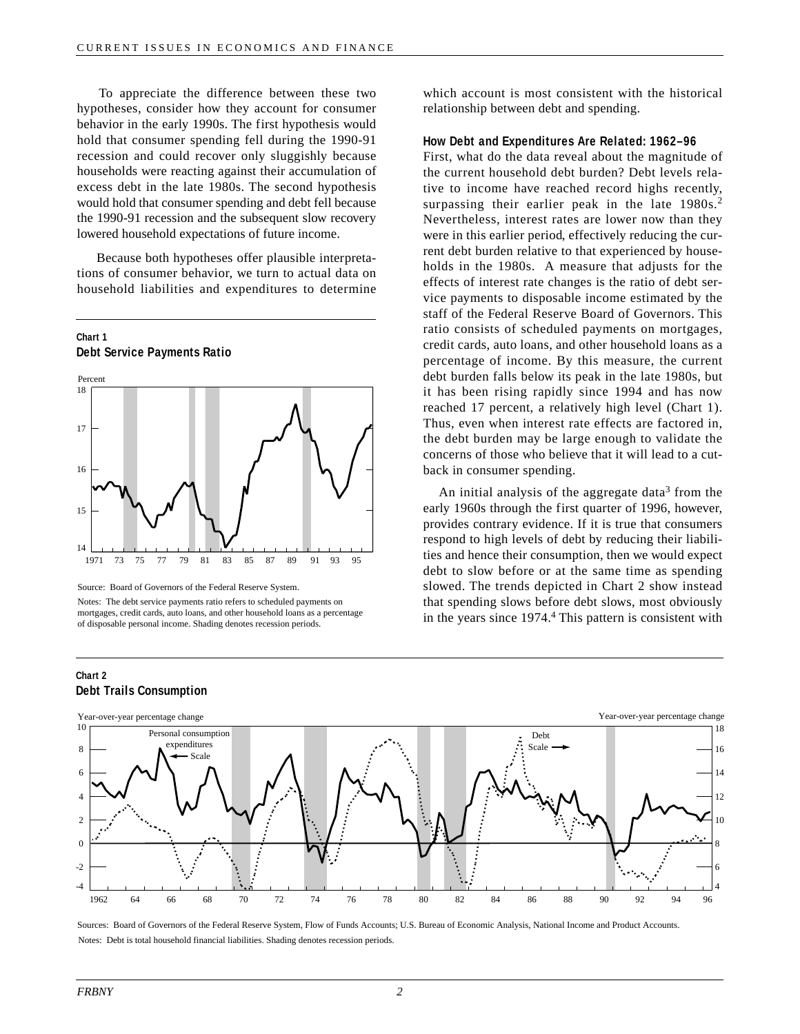To appreciate the difference between these two hypotheses, consider how they account for consumer behavior in the early 1990s. The first hypothesis would hold that consumer spending fell during the 1990-91 recession and could recover only sluggishly because households were reacting against their accumulation of excess debt in the late 1980s. The second hypothesis would hold that consumer spending and debt fell because the 1990-91 recession and the subsequent slow recovery lowered household expectations of future income.

Because both hypotheses offer plausible interpretations of consumer behavior, we turn to actual data on household liabilities and expenditures to determine which account is most consistent with the historical relationship between debt and spending.

**Chart 1**
**Debt Service Payments Ratio**

Source: Board of Governors of the Federal Reserve System.

Notes: The debt service payments ratio refers to scheduled payments on mortgages, credit cards, auto loans, and other household loans as a percentage of disposable personal income. Shading denotes recession periods.

### How Debt and Expenditures Are Related: 1962–96

First, what do the data reveal about the magnitude of the current household debt burden? Debt levels relative to income have reached record highs recently, surpassing their earlier peak in the late 1980s.[2] Nevertheless, interest rates are lower now than they were in this earlier period, effectively reducing the current debt burden relative to that experienced by households in the 1980s. A measure that adjusts for the effects of interest rate changes is the ratio of debt service payments to disposable income estimated by the staff of the Federal Reserve Board of Governors. This ratio consists of scheduled payments on mortgages, credit cards, auto loans, and other household loans as a percentage of income. By this measure, the current debt burden falls below its peak in the late 1980s, but it has been rising rapidly since 1994 and has now reached 17 percent, a relatively high level (Chart 1). Thus, even when interest rate effects are factored in, the debt burden may be large enough to validate the concerns of those who believe that it will lead to a cutback in consumer spending.

An initial analysis of the aggregate data[3] from the early 1960s through the first quarter of 1996, however, provides contrary evidence. If it is true that consumers respond to high levels of debt by reducing their liabilities and hence their consumption, then we would expect debt to slow before or at the same time as spending slowed. The trends depicted in Chart 2 show instead that spending slows before debt slows, most obviously in the years since 1974.[4] This pattern is consistent with

**Chart 2**
**Debt Trails Consumption**

Sources: Board of Governors of the Federal Reserve System, Flow of Funds Accounts; U.S. Bureau of Economic Analysis, National Income and Product Accounts.

Notes: Debt is total household financial liabilities. Shading denotes recession periods.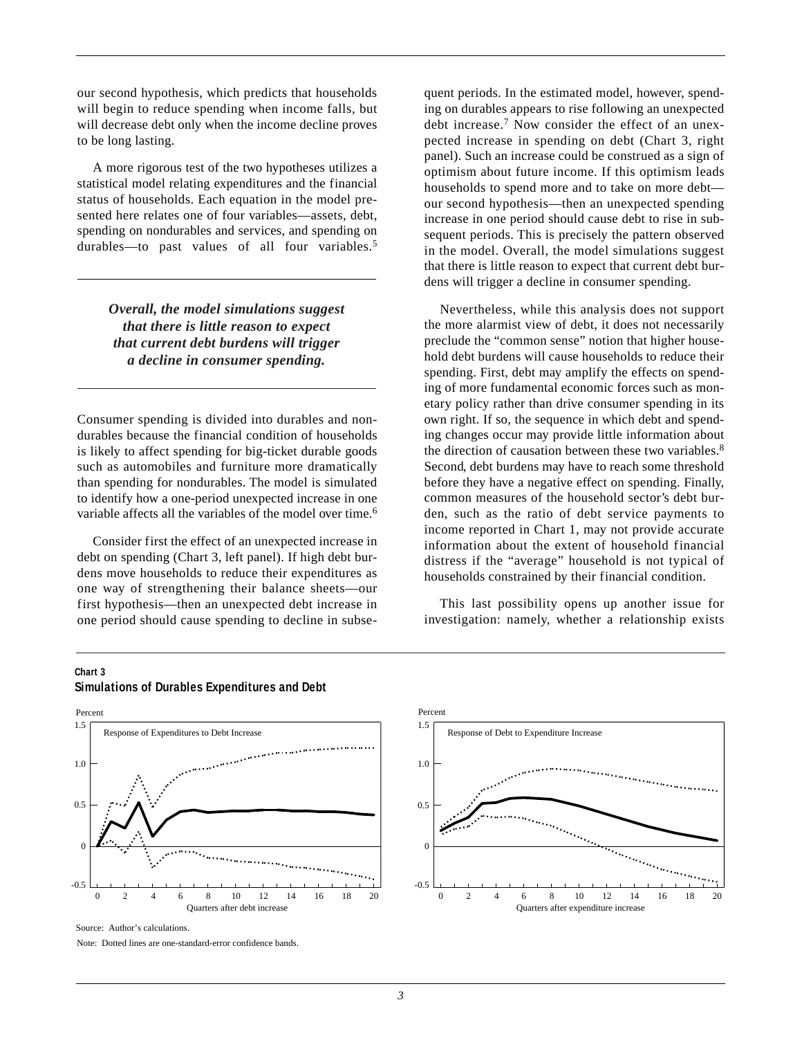our second hypothesis, which predicts that households will begin to reduce spending when income falls, but will decrease debt only when the income decline proves to be long lasting.

A more rigorous test of the two hypotheses utilizes a statistical model relating expenditures and the financial status of households. Each equation in the model presented here relates one of four variables—assets, debt, spending on nondurables and services, and spending on durables—to past values of all four variables.[5]

***Overall, the model simulations suggest that there is little reason to expect that current debt burdens will trigger a decline in consumer spending.***

Consumer spending is divided into durables and nondurables because the financial condition of households is likely to affect spending for big-ticket durable goods such as automobiles and furniture more dramatically than spending for nondurables. The model is simulated to identify how a one-period unexpected increase in one variable affects all the variables of the model over time.[6]

Consider first the effect of an unexpected increase in debt on spending (Chart 3, left panel). If high debt burdens move households to reduce their expenditures as one way of strengthening their balance sheets—our first hypothesis—then an unexpected debt increase in one period should cause spending to decline in subsequent periods. In the estimated model, however, spending on durables appears to rise following an unexpected debt increase.[7] Now consider the effect of an unexpected increase in spending on debt (Chart 3, right panel). Such an increase could be construed as a sign of optimism about future income. If this optimism leads households to spend more and to take on more debt—our second hypothesis—then an unexpected spending increase in one period should cause debt to rise in subsequent periods. This is precisely the pattern observed in the model. Overall, the model simulations suggest that there is little reason to expect that current debt burdens will trigger a decline in consumer spending.

Nevertheless, while this analysis does not support the more alarmist view of debt, it does not necessarily preclude the "common sense" notion that higher household debt burdens will cause households to reduce their spending. First, debt may amplify the effects on spending of more fundamental economic forces such as monetary policy rather than drive consumer spending in its own right. If so, the sequence in which debt and spending changes occur may provide little information about the direction of causation between these two variables.[8] Second, debt burdens may have to reach some threshold before they have a negative effect on spending. Finally, common measures of the household sector's debt burden, such as the ratio of debt service payments to income reported in Chart 1, may not provide accurate information about the extent of household financial distress if the "average" household is not typical of households constrained by their financial condition.

This last possibility opens up another issue for investigation: namely, whether a relationship exists

**Chart 3**
**Simulations of Durables Expenditures and Debt**

Source: Author's calculations.

Note: Dotted lines are one-standard-error confidence bands.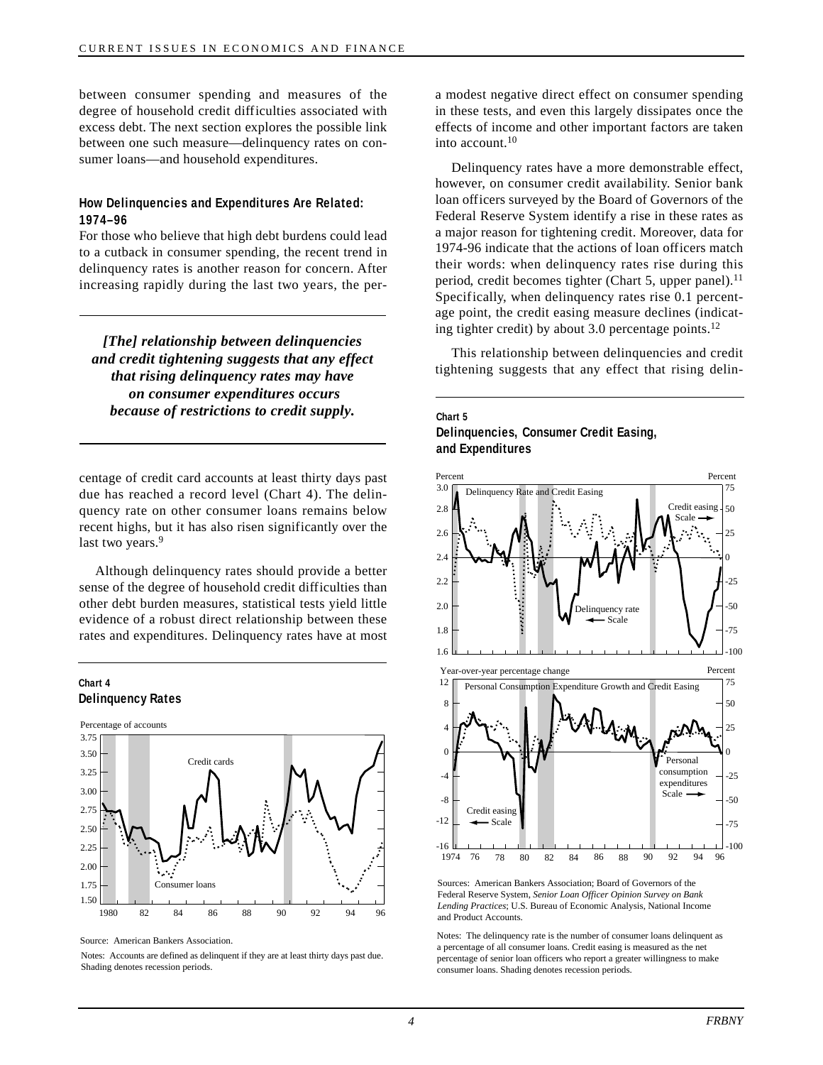between consumer spending and measures of the degree of household credit difficulties associated with excess debt. The next section explores the possible link between one such measure—delinquency rates on consumer loans—and household expenditures.

### How Delinquencies and Expenditures Are Related: 1974–96

For those who believe that high debt burdens could lead to a cutback in consumer spending, the recent trend in delinquency rates is another reason for concern. After increasing rapidly during the last two years, the percentage of credit card accounts at least thirty days past due has reached a record level (Chart 4). The delinquency rate on other consumer loans remains below recent highs, but it has also risen significantly over the last two years.[9]

*[The] relationship between delinquencies and credit tightening suggests that any effect that rising delinquency rates may have on consumer expenditures occurs because of restrictions to credit supply.*

Although delinquency rates should provide a better sense of the degree of household credit difficulties than other debt burden measures, statistical tests yield little evidence of a robust direct relationship between these rates and expenditures. Delinquency rates have at most a modest negative direct effect on consumer spending in these tests, and even this largely dissipates once the effects of income and other important factors are taken into account.[10]

Delinquency rates have a more demonstrable effect, however, on consumer credit availability. Senior bank loan officers surveyed by the Board of Governors of the Federal Reserve System identify a rise in these rates as a major reason for tightening credit. Moreover, data for 1974-96 indicate that the actions of loan officers match their words: when delinquency rates rise during this period, credit becomes tighter (Chart 5, upper panel).[11] Specifically, when delinquency rates rise 0.1 percentage point, the credit easing measure declines (indicating tighter credit) by about 3.0 percentage points.[12]

This relationship between delinquencies and credit tightening suggests that any effect that rising delin-

**Chart 4**
**Delinquency Rates**

Source: American Bankers Association.

Notes: Accounts are defined as delinquent if they are at least thirty days past due. Shading denotes recession periods.

**Chart 5**
**Delinquencies, Consumer Credit Easing, and Expenditures**

Sources: American Bankers Association; Board of Governors of the Federal Reserve System, *Senior Loan Officer Opinion Survey on Bank Lending Practices*; U.S. Bureau of Economic Analysis, National Income and Product Accounts.

Notes: The delinquency rate is the number of consumer loans delinquent as a percentage of all consumer loans. Credit easing is measured as the net percentage of senior loan officers who report a greater willingness to make consumer loans. Shading denotes recession periods.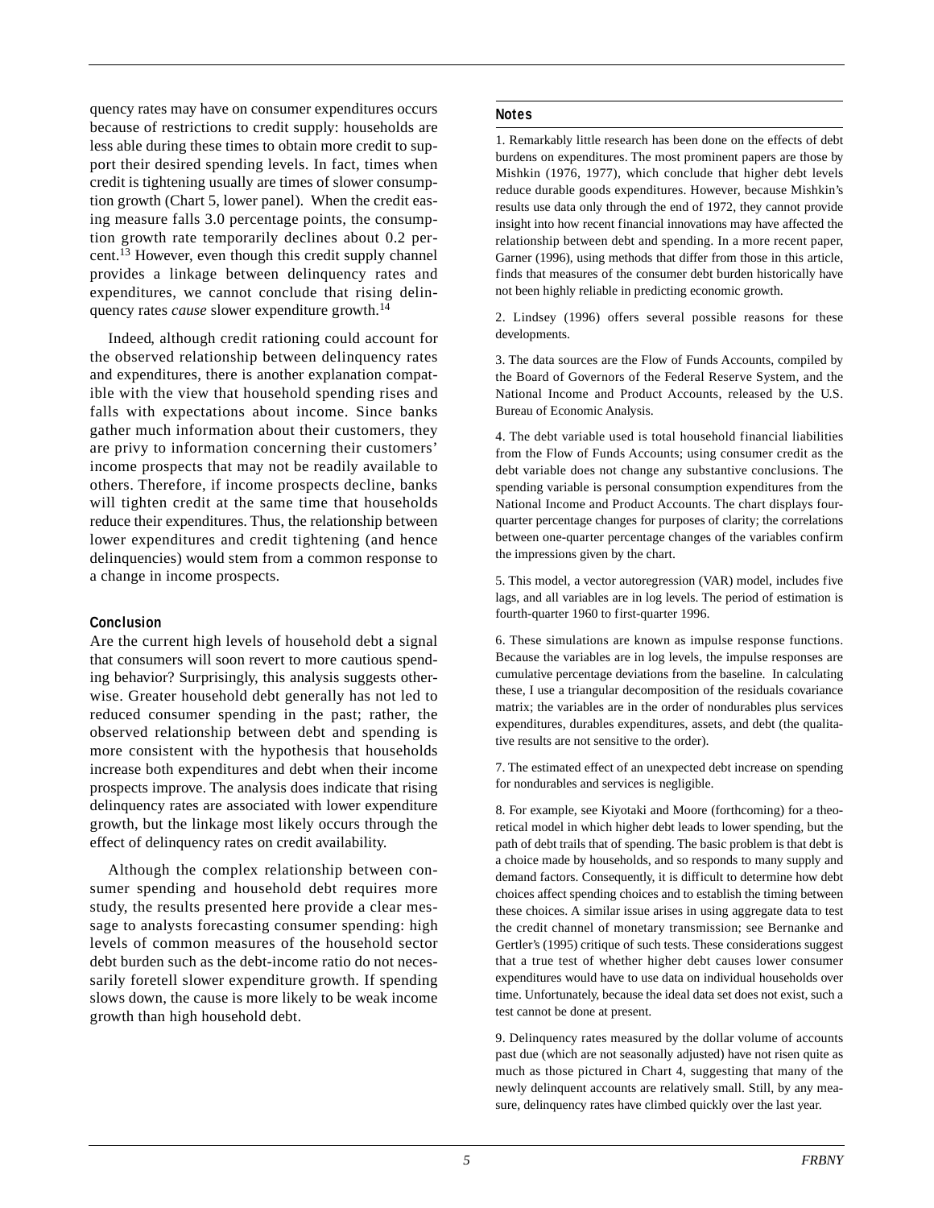quency rates may have on consumer expenditures occurs because of restrictions to credit supply: households are less able during these times to obtain more credit to support their desired spending levels. In fact, times when credit is tightening usually are times of slower consumption growth (Chart 5, lower panel). When the credit easing measure falls 3.0 percentage points, the consumption growth rate temporarily declines about 0.2 percent.[13] However, even though this credit supply channel provides a linkage between delinquency rates and expenditures, we cannot conclude that rising delinquency rates *cause* slower expenditure growth.[14]

Indeed, although credit rationing could account for the observed relationship between delinquency rates and expenditures, there is another explanation compatible with the view that household spending rises and falls with expectations about income. Since banks gather much information about their customers, they are privy to information concerning their customers' income prospects that may not be readily available to others. Therefore, if income prospects decline, banks will tighten credit at the same time that households reduce their expenditures. Thus, the relationship between lower expenditures and credit tightening (and hence delinquencies) would stem from a common response to a change in income prospects.

## Conclusion

Are the current high levels of household debt a signal that consumers will soon revert to more cautious spending behavior? Surprisingly, this analysis suggests otherwise. Greater household debt generally has not led to reduced consumer spending in the past; rather, the observed relationship between debt and spending is more consistent with the hypothesis that households increase both expenditures and debt when their income prospects improve. The analysis does indicate that rising delinquency rates are associated with lower expenditure growth, but the linkage most likely occurs through the effect of delinquency rates on credit availability.

Although the complex relationship between consumer spending and household debt requires more study, the results presented here provide a clear message to analysts forecasting consumer spending: high levels of common measures of the household sector debt burden such as the debt-income ratio do not necessarily foretell slower expenditure growth. If spending slows down, the cause is more likely to be weak income growth than high household debt.

## Notes

1. Remarkably little research has been done on the effects of debt burdens on expenditures. The most prominent papers are those by Mishkin (1976, 1977), which conclude that higher debt levels reduce durable goods expenditures. However, because Mishkin's results use data only through the end of 1972, they cannot provide insight into how recent financial innovations may have affected the relationship between debt and spending. In a more recent paper, Garner (1996), using methods that differ from those in this article, finds that measures of the consumer debt burden historically have not been highly reliable in predicting economic growth.

2. Lindsey (1996) offers several possible reasons for these developments.

3. The data sources are the Flow of Funds Accounts, compiled by the Board of Governors of the Federal Reserve System, and the National Income and Product Accounts, released by the U.S. Bureau of Economic Analysis.

4. The debt variable used is total household financial liabilities from the Flow of Funds Accounts; using consumer credit as the debt variable does not change any substantive conclusions. The spending variable is personal consumption expenditures from the National Income and Product Accounts. The chart displays four-quarter percentage changes for purposes of clarity; the correlations between one-quarter percentage changes of the variables confirm the impressions given by the chart.

5. This model, a vector autoregression (VAR) model, includes five lags, and all variables are in log levels. The period of estimation is fourth-quarter 1960 to first-quarter 1996.

6. These simulations are known as impulse response functions. Because the variables are in log levels, the impulse responses are cumulative percentage deviations from the baseline. In calculating these, I use a triangular decomposition of the residuals covariance matrix; the variables are in the order of nondurables plus services expenditures, durables expenditures, assets, and debt (the qualitative results are not sensitive to the order).

7. The estimated effect of an unexpected debt increase on spending for nondurables and services is negligible.

8. For example, see Kiyotaki and Moore (forthcoming) for a theoretical model in which higher debt leads to lower spending, but the path of debt trails that of spending. The basic problem is that debt is a choice made by households, and so responds to many supply and demand factors. Consequently, it is difficult to determine how debt choices affect spending choices and to establish the timing between these choices. A similar issue arises in using aggregate data to test the credit channel of monetary transmission; see Bernanke and Gertler's (1995) critique of such tests. These considerations suggest that a true test of whether higher debt causes lower consumer expenditures would have to use data on individual households over time. Unfortunately, because the ideal data set does not exist, such a test cannot be done at present.

9. Delinquency rates measured by the dollar volume of accounts past due (which are not seasonally adjusted) have not risen quite as much as those pictured in Chart 4, suggesting that many of the newly delinquent accounts are relatively small. Still, by any measure, delinquency rates have climbed quickly over the last year.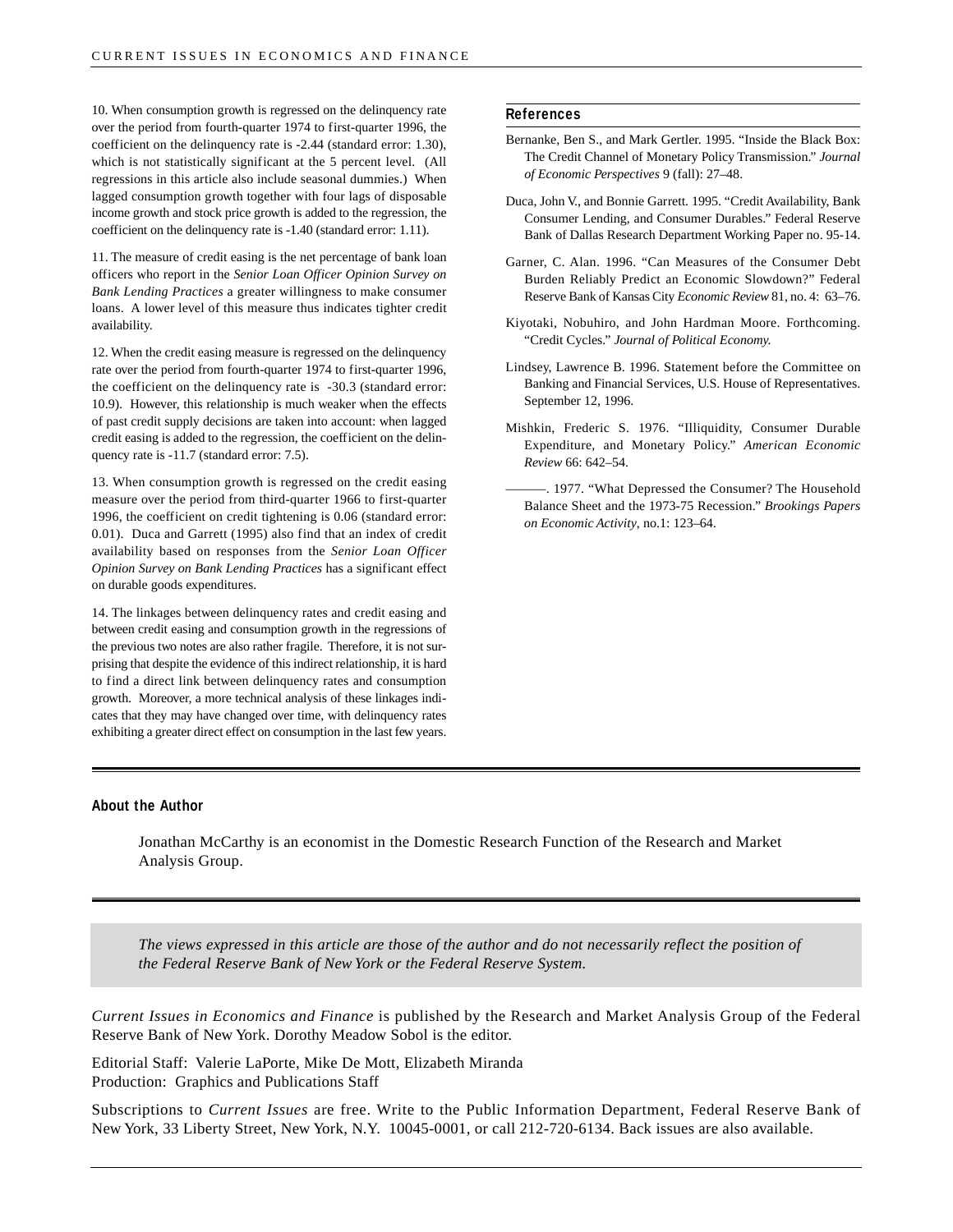10. When consumption growth is regressed on the delinquency rate over the period from fourth-quarter 1974 to first-quarter 1996, the coefficient on the delinquency rate is -2.44 (standard error: 1.30), which is not statistically significant at the 5 percent level. (All regressions in this article also include seasonal dummies.) When lagged consumption growth together with four lags of disposable income growth and stock price growth is added to the regression, the coefficient on the delinquency rate is -1.40 (standard error: 1.11).

11. The measure of credit easing is the net percentage of bank loan officers who report in the *Senior Loan Officer Opinion Survey on Bank Lending Practices* a greater willingness to make consumer loans. A lower level of this measure thus indicates tighter credit availability.

12. When the credit easing measure is regressed on the delinquency rate over the period from fourth-quarter 1974 to first-quarter 1996, the coefficient on the delinquency rate is -30.3 (standard error: 10.9). However, this relationship is much weaker when the effects of past credit supply decisions are taken into account: when lagged credit easing is added to the regression, the coefficient on the delinquency rate is -11.7 (standard error: 7.5).

13. When consumption growth is regressed on the credit easing measure over the period from third-quarter 1966 to first-quarter 1996, the coefficient on credit tightening is 0.06 (standard error: 0.01). Duca and Garrett (1995) also find that an index of credit availability based on responses from the *Senior Loan Officer Opinion Survey on Bank Lending Practices* has a significant effect on durable goods expenditures.

14. The linkages between delinquency rates and credit easing and between credit easing and consumption growth in the regressions of the previous two notes are also rather fragile. Therefore, it is not surprising that despite the evidence of this indirect relationship, it is hard to find a direct link between delinquency rates and consumption growth. Moreover, a more technical analysis of these linkages indicates that they may have changed over time, with delinquency rates exhibiting a greater direct effect on consumption in the last few years.

## References

Bernanke, Ben S., and Mark Gertler. 1995. "Inside the Black Box: The Credit Channel of Monetary Policy Transmission." *Journal of Economic Perspectives* 9 (fall): 27–48.

Duca, John V., and Bonnie Garrett. 1995. "Credit Availability, Bank Consumer Lending, and Consumer Durables." Federal Reserve Bank of Dallas Research Department Working Paper no. 95-14.

Garner, C. Alan. 1996. "Can Measures of the Consumer Debt Burden Reliably Predict an Economic Slowdown?" Federal Reserve Bank of Kansas City *Economic Review* 81, no. 4: 63–76.

Kiyotaki, Nobuhiro, and John Hardman Moore. Forthcoming. "Credit Cycles." *Journal of Political Economy.*

Lindsey, Lawrence B. 1996. Statement before the Committee on Banking and Financial Services, U.S. House of Representatives. September 12, 1996.

Mishkin, Frederic S. 1976. "Illiquidity, Consumer Durable Expenditure, and Monetary Policy." *American Economic Review* 66: 642–54.

———. 1977. "What Depressed the Consumer? The Household Balance Sheet and the 1973-75 Recession." *Brookings Papers on Economic Activity*, no.1: 123–64.

## About the Author

Jonathan McCarthy is an economist in the Domestic Research Function of the Research and Market Analysis Group.

*The views expressed in this article are those of the author and do not necessarily reflect the position of the Federal Reserve Bank of New York or the Federal Reserve System.*

*Current Issues in Economics and Finance* is published by the Research and Market Analysis Group of the Federal Reserve Bank of New York. Dorothy Meadow Sobol is the editor.

Editorial Staff: Valerie LaPorte, Mike De Mott, Elizabeth Miranda
Production: Graphics and Publications Staff

Subscriptions to *Current Issues* are free. Write to the Public Information Department, Federal Reserve Bank of New York, 33 Liberty Street, New York, N.Y. 10045-0001, or call 212-720-6134. Back issues are also available.